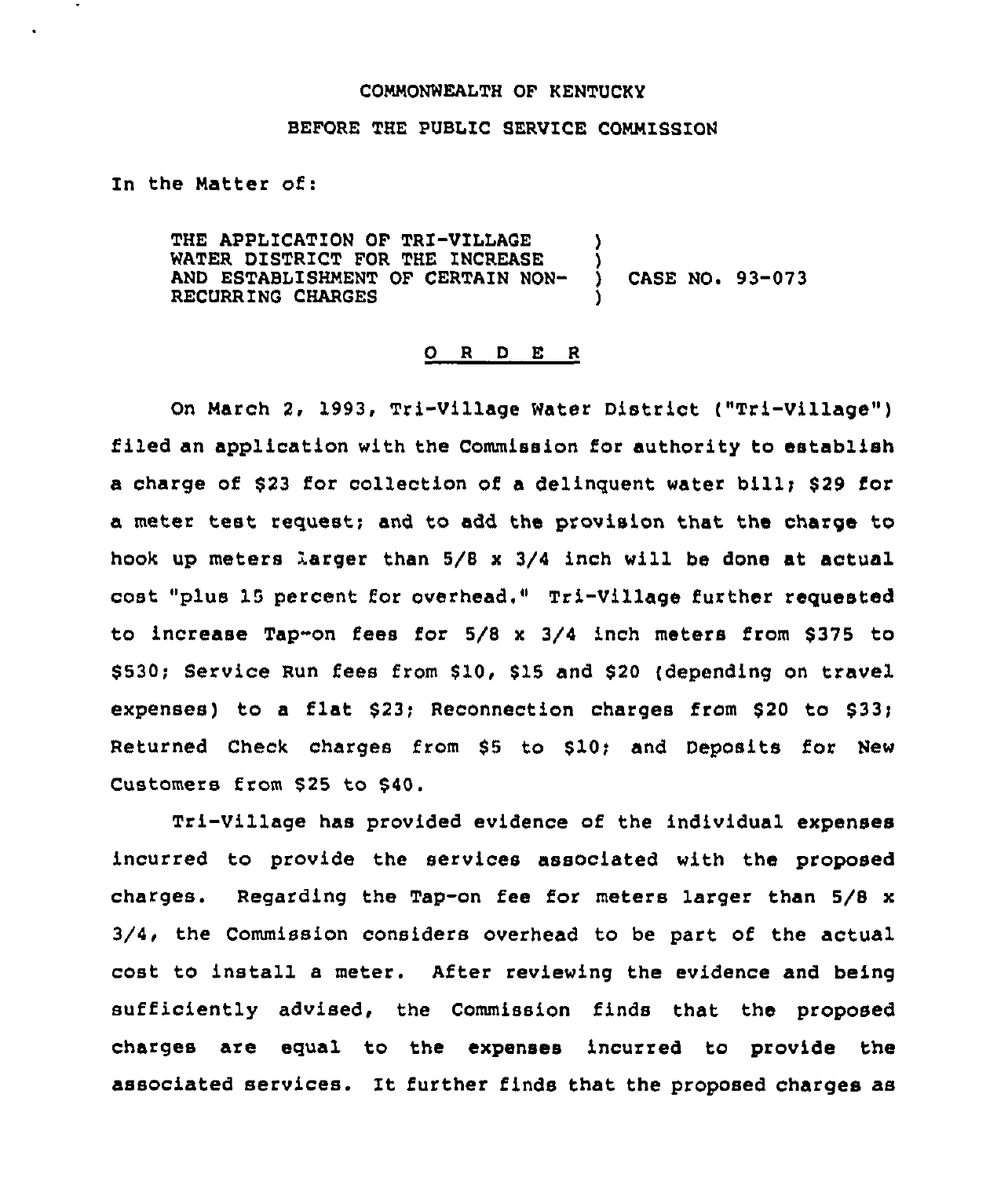COMMONWEALTH OF KENTUCKY

BEFORE THE PUBLIC SERVICE COMMISSION

In the Matter of:

THE APPLICATION OF TRI-VILLAGE WATER DISTRICT FOR THE INCREASE AND ESTABLISHMENT OF CERTAIN NON-RECURRING CHARGES ) CASE NO. 93-073

O R D E R

On March 2, 1993, Tri-Village Water District ("Tri-Village") filed an application with the Commission for authority to establish a charge of $23 for collection of a delinquent water bill; $29 for a meter test request; and to add the provision that the charge to hook up meters larger than 5/8 x 3/4 inch will be done at actual cost "plus 15 percent for overhead." Tri-Village further requested to increase Tap-on fees for 5/8 x 3/4 inch meters from $375 to $530; Service Run fees from $10, $15 and $20 (depending on travel expenses) to a flat $23; Reconnection charges from $20 to $33; Returned Check charges from $5 to $10; and Deposits for New Customers from $25 to $40.

Tri-Village has provided evidence of the individual expenses incurred to provide the services associated with the proposed charges. Regarding the Tap-on fee for meters larger than 5/8 x 3/4, the Commission considers overhead to be part of the actual cost to install a meter. After reviewing the evidence and being sufficiently advised, the Commission finds that the proposed charges are equal to the expenses incurred to provide the associated services. It further finds that the proposed charges as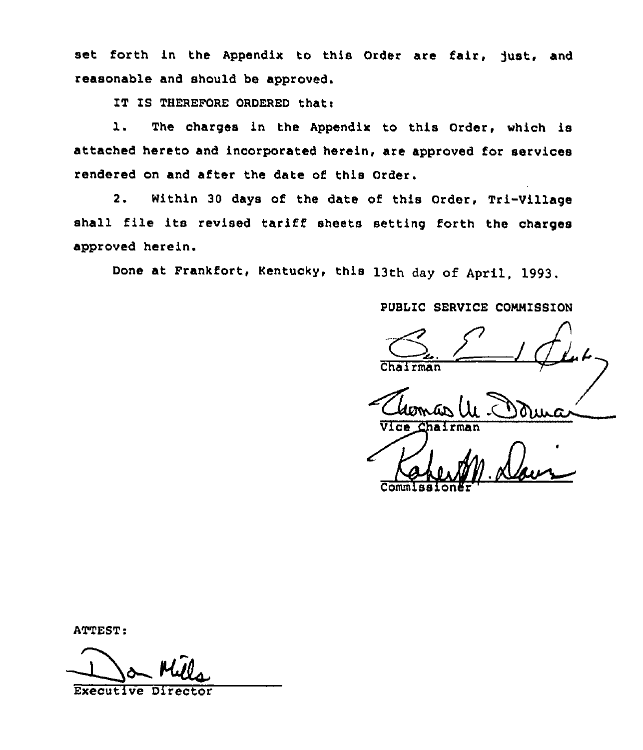set forth in the Appendix to this Order are fair, just, and reasonable and should be approved.

IT IS THEREFORE ORDERED that:

1. The charges in the Appendix to this Order, which is attached hereto and incorporated herein, are approved for services rendered on and after the date of this Order.

2. Within 30 days of the date of this Order, Tri-Village shall file its revised tariff sheets setting forth the charges approved herein.

Done at Frankfort, Kentucky, this 13th day of April, 1993.

PUBLIC SERVICE COMMISSION

Chairman

Vice Chairman

Commissioner

ATTEST:

Executive Director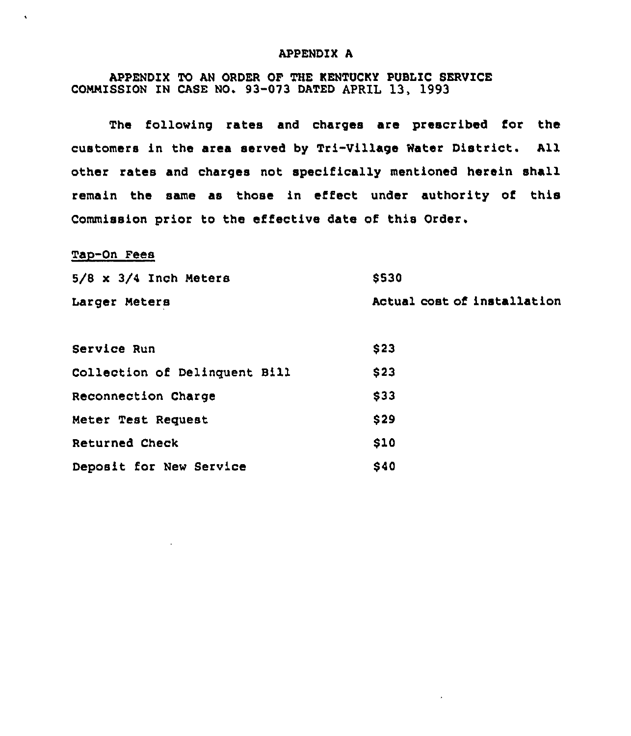# APPENDIX A

APPENDIX TO AN ORDER OF THE KENTUCKY PUBLIC SERVICE COMMISSION IN CASE NO. 93-073 DATED APRIL 13, 1993

The following rates and charges are prescribed for the customers in the area served by Tri-Village Water District. All other rates and charges not specifically mentioned herein shall remain the same as those in effect under authority of this Commission prior to the effective date of this Order.

Tap-On Fees

| | |
|---|---|
| 5/8 x 3/4 Inch Meters | $530 |
| Larger Meters | Actual cost of installation |
| | |
| Service Run | $23 |
| Collection of Delinquent Bill | $23 |
| Reconnection Charge | $33 |
| Meter Test Request | $29 |
| Returned Check | $10 |
| Deposit for New Service | $40 |